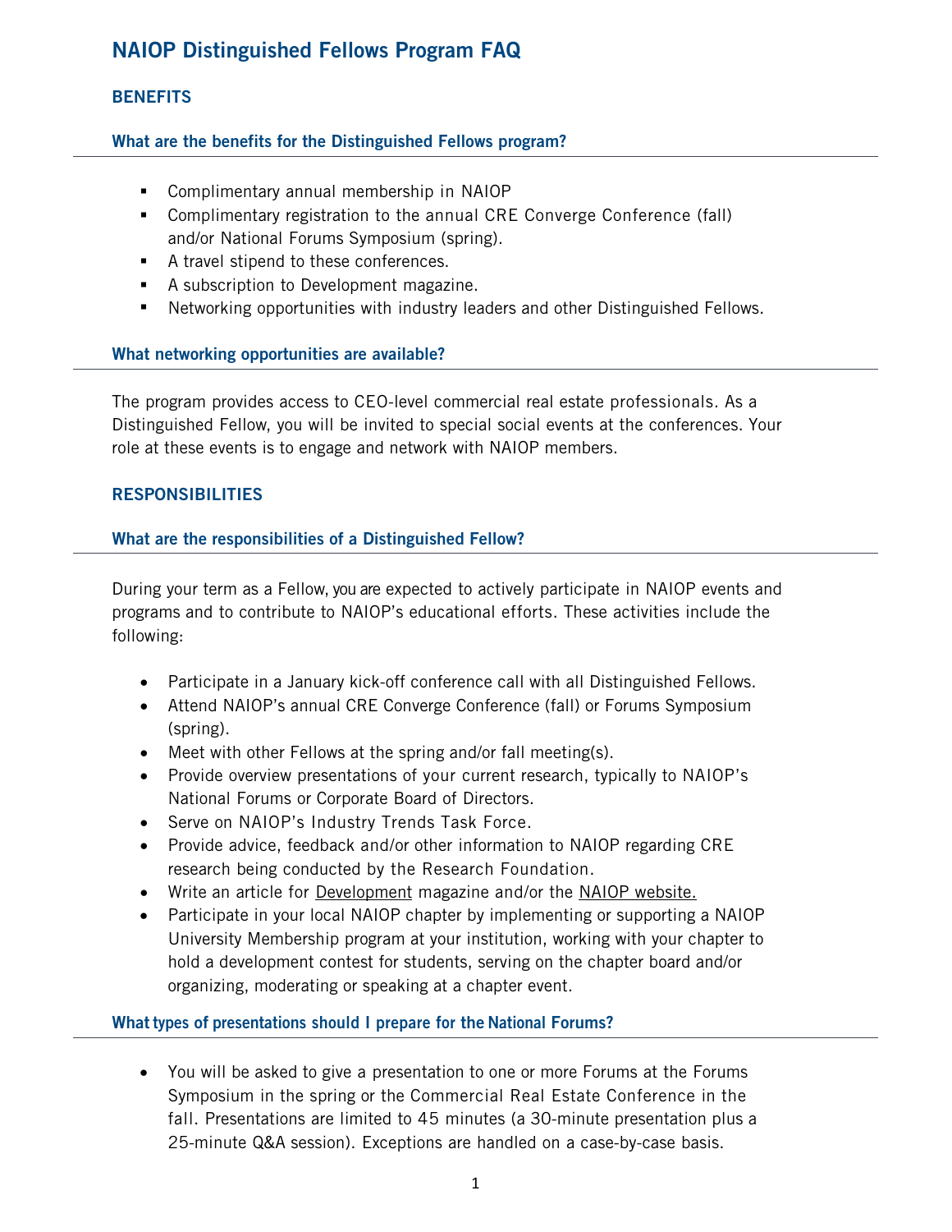# NAIOP Distinguished Fellows Program FAQ

## BENEFITS

### What are the benefits for the Distinguished Fellows program?

- Complimentary annual membership in NAIOP
- Complimentary registration to the annual CRE Converge Conference (fall) and/or National Forums Symposium (spring).
- A travel stipend to these conferences.
- A subscription to Development magazine.
- Networking opportunities with industry leaders and other Distinguished Fellows.

### What networking opportunities are available?

The program provides access to CEO-level commercial real estate professionals. As a Distinguished Fellow, you will be invited to special social events at the conferences. Your role at these events is to engage and network with NAIOP members.

## RESPONSIBILITIES

### What are the responsibilities of a Distinguished Fellow?

During your term as a Fellow, you are expected to actively participate in NAIOP events and programs and to contribute to NAIOP's educational efforts. These activities include the following:

- Participate in a January kick-off conference call with all Distinguished Fellows.
- Attend NAIOP's annual CRE Converge Conference (fall) or Forums Symposium (spring).
- Meet with other Fellows at the spring and/or fall meeting(s).
- Provide overview presentations of your current research, typically to NAIOP's National Forums or Corporate Board of Directors.
- Serve on NAIOP's Industry Trends Task Force.
- Provide advice, feedback and/or other information to NAIOP regarding CRE research being conducted by the Research Foundation.
- Write an article for Development magazine and/or the NAIOP website.
- Participate in your local NAIOP chapter by implementing or supporting a NAIOP University Membership program at your institution, working with your chapter to hold a development contest for students, serving on the chapter board and/or organizing, moderating or speaking at a chapter event.

### What types of presentations should I prepare for the National Forums?

- You will be asked to give a presentation to one or more Forums at the Forums Symposium in the spring or the Commercial Real Estate Conference in the fall. Presentations are limited to 45 minutes (a 30-minute presentation plus a 25-minute Q&A session). Exceptions are handled on a case-by-case basis.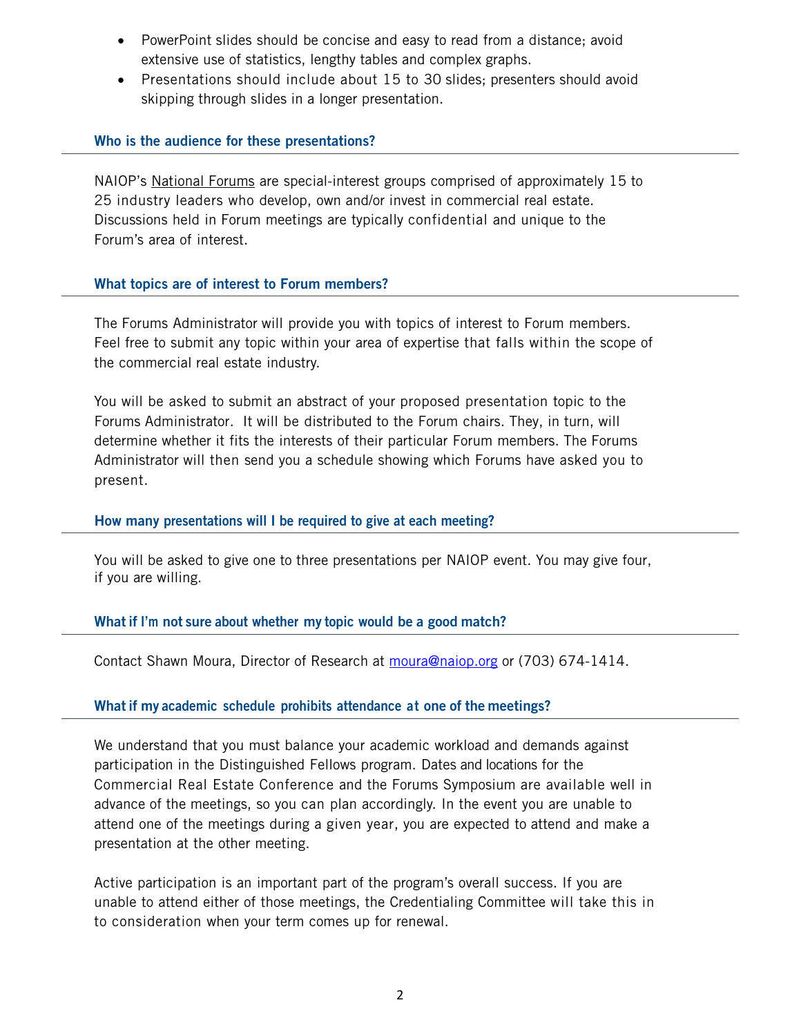- PowerPoint slides should be concise and easy to read from a distance; avoid extensive use of statistics, lengthy tables and complex graphs.
- Presentations should include about 15 to 30 slides; presenters should avoid skipping through slides in a longer presentation.

### Who is the audience for these presentations?

NAIOP's National Forums are special-interest groups comprised of approximately 15 to 25 industry leaders who develop, own and/or invest in commercial real estate. Discussions held in Forum meetings are typically confidential and unique to the Forum's area of interest.

### What topics are of interest to Forum members?

The Forums Administrator will provide you with topics of interest to Forum members. Feel free to submit any topic within your area of expertise that falls within the scope of the commercial real estate industry.

You will be asked to submit an abstract of your proposed presentation topic to the Forums Administrator. It will be distributed to the Forum chairs. They, in turn, will determine whether it fits the interests of their particular Forum members. The Forums Administrator will then send you a schedule showing which Forums have asked you to present.

### How many presentations will I be required to give at each meeting?

You will be asked to give one to three presentations per NAIOP event. You may give four, if you are willing.

### What if I'm not sure about whether my topic would be a good match?

Contact Shawn Moura, Director of Research at moura@naiop.org or (703) 674-1414.

### What if my academic schedule prohibits attendance at one of the meetings?

We understand that you must balance your academic workload and demands against participation in the Distinguished Fellows program. Dates and locations for the Commercial Real Estate Conference and the Forums Symposium are available well in advance of the meetings, so you can plan accordingly. In the event you are unable to attend one of the meetings during a given year, you are expected to attend and make a presentation at the other meeting.

Active participation is an important part of the program's overall success. If you are unable to attend either of those meetings, the Credentialing Committee will take this in to consideration when your term comes up for renewal.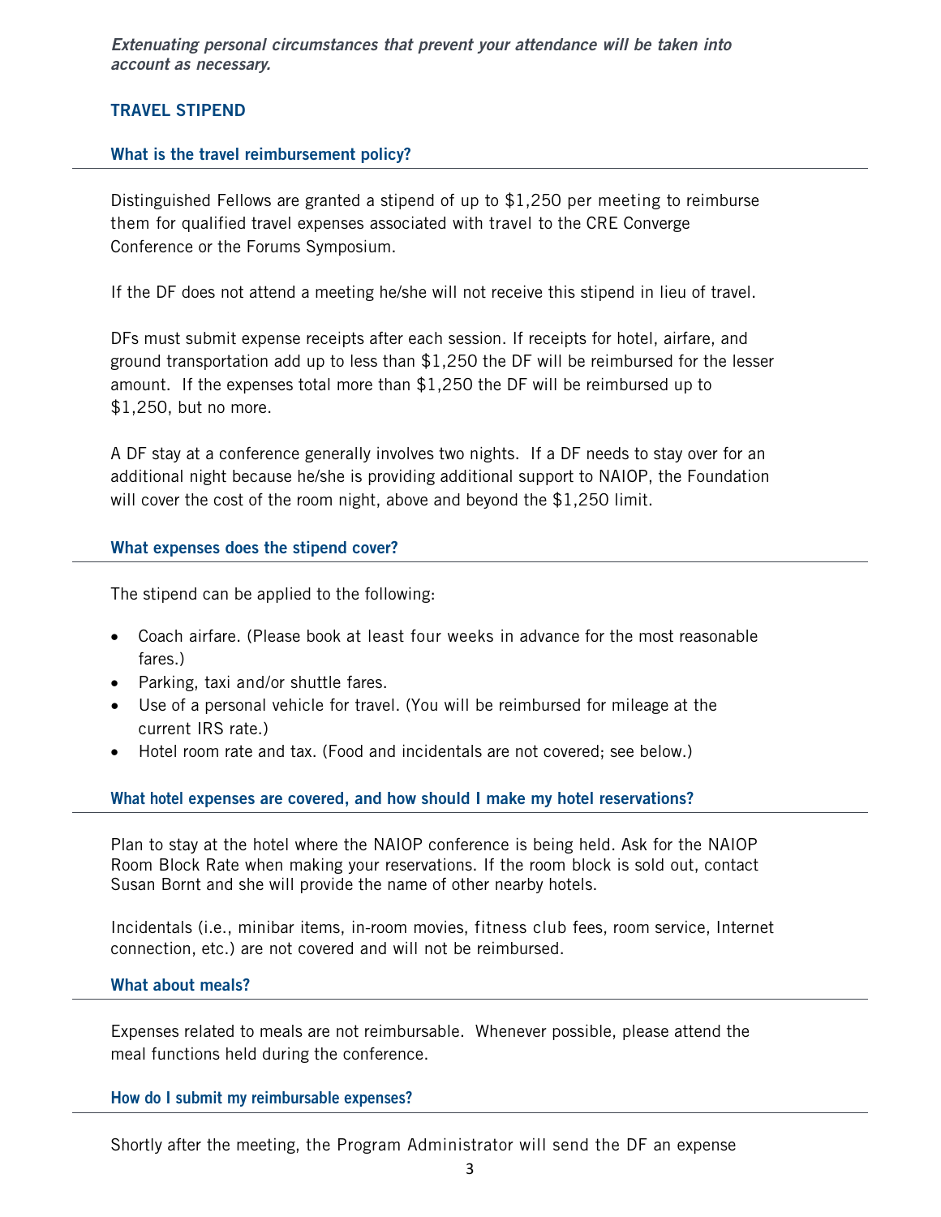*Extenuating personal circumstances that prevent your attendance will be taken into account as necessary.*

## TRAVEL STIPEND

### What is the travel reimbursement policy?

Distinguished Fellows are granted a stipend of up to $1,250 per meeting to reimburse them for qualified travel expenses associated with travel to the CRE Converge Conference or the Forums Symposium.

If the DF does not attend a meeting he/she will not receive this stipend in lieu of travel.

DFs must submit expense receipts after each session. If receipts for hotel, airfare, and ground transportation add up to less than $1,250 the DF will be reimbursed for the lesser amount. If the expenses total more than $1,250 the DF will be reimbursed up to $1,250, but no more.

A DF stay at a conference generally involves two nights. If a DF needs to stay over for an additional night because he/she is providing additional support to NAIOP, the Foundation will cover the cost of the room night, above and beyond the $1,250 limit.

### What expenses does the stipend cover?

The stipend can be applied to the following:

- Coach airfare. (Please book at least four weeks in advance for the most reasonable fares.)
- Parking, taxi and/or shuttle fares.
- Use of a personal vehicle for travel. (You will be reimbursed for mileage at the current IRS rate.)
- Hotel room rate and tax. (Food and incidentals are not covered; see below.)

### What hotel expenses are covered, and how should I make my hotel reservations?

Plan to stay at the hotel where the NAIOP conference is being held. Ask for the NAIOP Room Block Rate when making your reservations. If the room block is sold out, contact Susan Bornt and she will provide the name of other nearby hotels.

Incidentals (i.e., minibar items, in-room movies, fitness club fees, room service, Internet connection, etc.) are not covered and will not be reimbursed.

### What about meals?

Expenses related to meals are not reimbursable. Whenever possible, please attend the meal functions held during the conference.

### How do I submit my reimbursable expenses?

Shortly after the meeting, the Program Administrator will send the DF an expense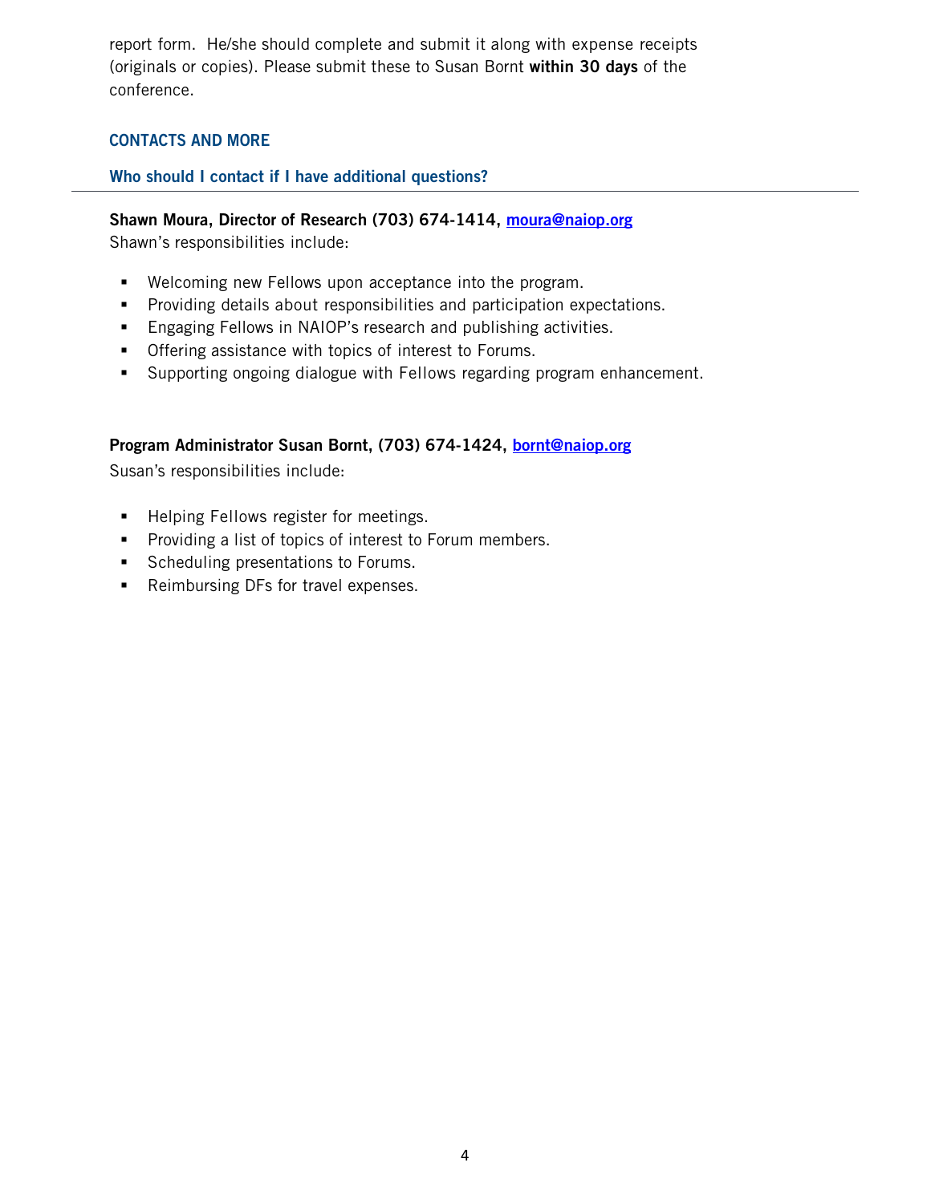report form. He/she should complete and submit it along with expense receipts (originals or copies). Please submit these to Susan Bornt **within 30 days** of the conference.

## CONTACTS AND MORE

### Who should I contact if I have additional questions?

**Shawn Moura, Director of Research (703) 674-1414, moura@naiop.org**
Shawn's responsibilities include:

- Welcoming new Fellows upon acceptance into the program.
- Providing details about responsibilities and participation expectations.
- Engaging Fellows in NAIOP's research and publishing activities.
- Offering assistance with topics of interest to Forums.
- Supporting ongoing dialogue with Fellows regarding program enhancement.

**Program Administrator Susan Bornt, (703) 674-1424, bornt@naiop.org**
Susan's responsibilities include:

- Helping Fellows register for meetings.
- Providing a list of topics of interest to Forum members.
- Scheduling presentations to Forums.
- Reimbursing DFs for travel expenses.